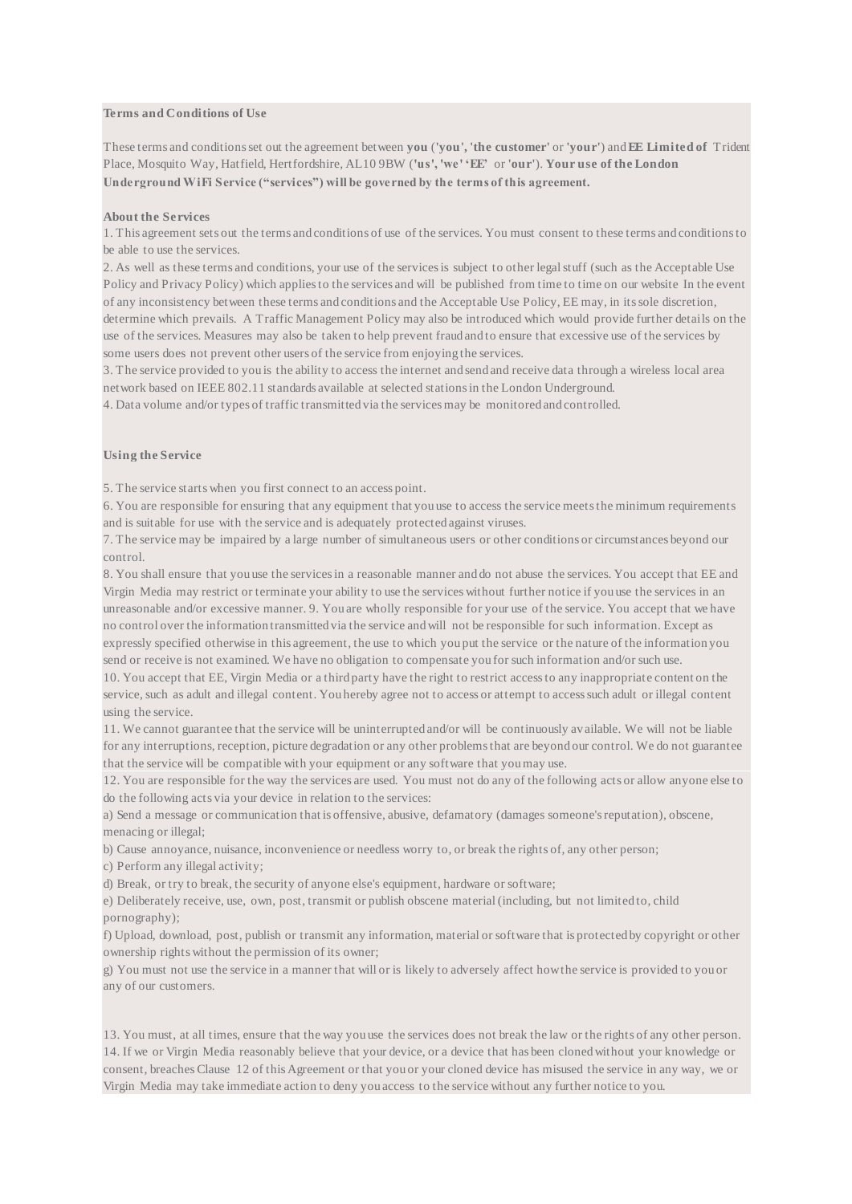**Terms and Conditions of Use**

These terms and conditions set out the agreement between **you** (**'you'**, **'the customer'** or **'your'**) and **EE Limited of** Trident Place, Mosquito Way, Hatfield, Hertfordshire, AL10 9BW (**'us'**, **'we'** **'EE'** or **'our'**). **Your use of the London Underground WiFi Service ("services") will be governed by the terms of this agreement.**

**About the Services**

1. This agreement sets out the terms and conditions of use of the services. You must consent to these terms and conditions to be able to use the services.
2. As well as these terms and conditions, your use of the services is subject to other legal stuff (such as the Acceptable Use Policy and Privacy Policy) which applies to the services and will be published from time to time on our website In the event of any inconsistency between these terms and conditions and the Acceptable Use Policy, EE may, in its sole discretion, determine which prevails. A Traffic Management Policy may also be introduced which would provide further details on the use of the services. Measures may also be taken to help prevent fraud and to ensure that excessive use of the services by some users does not prevent other users of the service from enjoying the services.
3. The service provided to you is the ability to access the internet and send and receive data through a wireless local area network based on IEEE 802.11 standards available at selected stations in the London Underground.
4. Data volume and/or types of traffic transmitted via the services may be monitored and controlled.

**Using the Service**

5. The service starts when you first connect to an access point.
6. You are responsible for ensuring that any equipment that you use to access the service meets the minimum requirements and is suitable for use with the service and is adequately protected against viruses.
7. The service may be impaired by a large number of simultaneous users or other conditions or circumstances beyond our control.
8. You shall ensure that you use the services in a reasonable manner and do not abuse the services. You accept that EE and Virgin Media may restrict or terminate your ability to use the services without further notice if you use the services in an unreasonable and/or excessive manner. 9. You are wholly responsible for your use of the service. You accept that we have no control over the information transmitted via the service and will not be responsible for such information. Except as expressly specified otherwise in this agreement, the use to which you put the service or the nature of the information you send or receive is not examined. We have no obligation to compensate you for such information and/or such use.
10. You accept that EE, Virgin Media or a third party have the right to restrict access to any inappropriate content on the service, such as adult and illegal content. You hereby agree not to access or attempt to access such adult or illegal content using the service.
11. We cannot guarantee that the service will be uninterrupted and/or will be continuously available. We will not be liable for any interruptions, reception, picture degradation or any other problems that are beyond our control. We do not guarantee that the service will be compatible with your equipment or any software that you may use.
12. You are responsible for the way the services are used. You must not do any of the following acts or allow anyone else to do the following acts via your device in relation to the services:

a) Send a message or communication that is offensive, abusive, defamatory (damages someone's reputation), obscene, menacing or illegal;

b) Cause annoyance, nuisance, inconvenience or needless worry to, or break the rights of, any other person;

c) Perform any illegal activity;

d) Break, or try to break, the security of anyone else's equipment, hardware or software;

e) Deliberately receive, use, own, post, transmit or publish obscene material (including, but not limited to, child pornography);

f) Upload, download, post, publish or transmit any information, material or software that is protected by copyright or other ownership rights without the permission of its owner;

g) You must not use the service in a manner that will or is likely to adversely affect how the service is provided to you or any of our customers.

13. You must, at all times, ensure that the way you use the services does not break the law or the rights of any other person.
14. If we or Virgin Media reasonably believe that your device, or a device that has been cloned without your knowledge or consent, breaches Clause 12 of this Agreement or that you or your cloned device has misused the service in any way, we or Virgin Media may take immediate action to deny you access to the service without any further notice to you.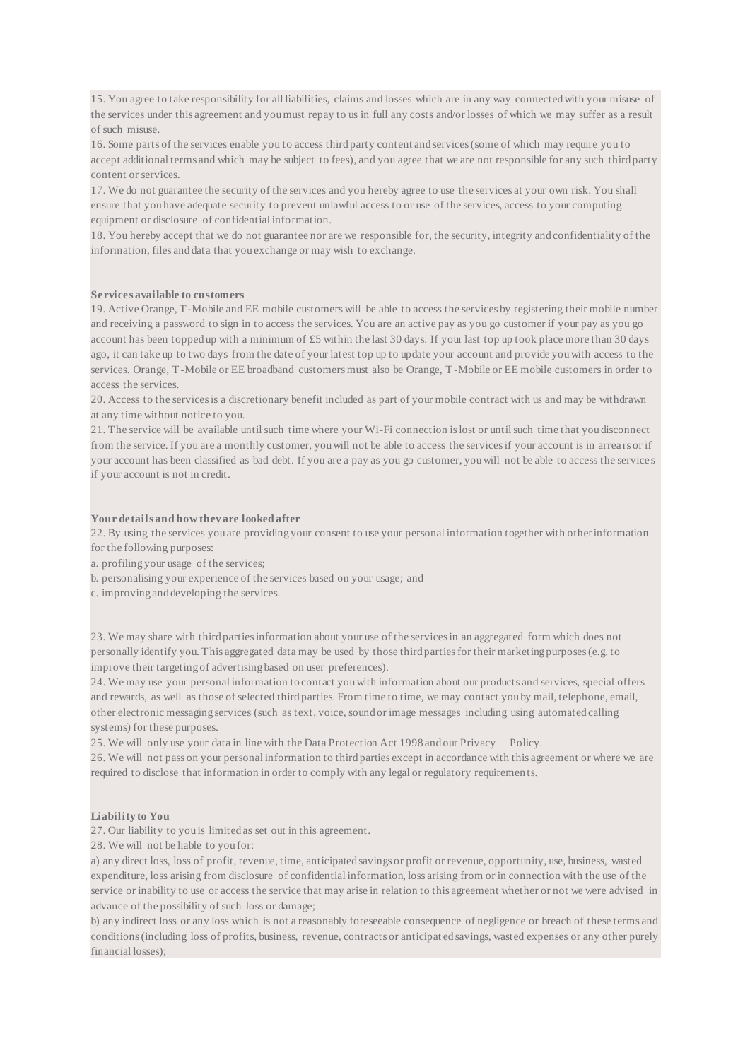15. You agree to take responsibility for all liabilities, claims and losses which are in any way connected with your misuse of the services under this agreement and you must repay to us in full any costs and/or losses of which we may suffer as a result of such misuse.

16. Some parts of the services enable you to access third party content and services (some of which may require you to accept additional terms and which may be subject to fees), and you agree that we are not responsible for any such third party content or services.

17. We do not guarantee the security of the services and you hereby agree to use the services at your own risk. You shall ensure that you have adequate security to prevent unlawful access to or use of the services, access to your computing equipment or disclosure of confidential information.

18. You hereby accept that we do not guarantee nor are we responsible for, the security, integrity and confidentiality of the information, files and data that you exchange or may wish to exchange.

**Services available to customers**

19. Active Orange, T-Mobile and EE mobile customers will be able to access the services by registering their mobile number and receiving a password to sign in to access the services. You are an active pay as you go customer if your pay as you go account has been topped up with a minimum of £5 within the last 30 days. If your last top up took place more than 30 days ago, it can take up to two days from the date of your latest top up to update your account and provide you with access to the services. Orange, T-Mobile or EE broadband customers must also be Orange, T-Mobile or EE mobile customers in order to access the services.

20. Access to the services is a discretionary benefit included as part of your mobile contract with us and may be withdrawn at any time without notice to you.

21. The service will be available until such time where your Wi-Fi connection is lost or until such time that you disconnect from the service. If you are a monthly customer, you will not be able to access the services if your account is in arrears or if your account has been classified as bad debt. If you are a pay as you go customer, you will not be able to access the services if your account is not in credit.

**Your details and how they are looked after**

22. By using the services you are providing your consent to use your personal information together with other information for the following purposes:

a. profiling your usage of the services;

b. personalising your experience of the services based on your usage; and

c. improving and developing the services.

23. We may share with third parties information about your use of the services in an aggregated form which does not personally identify you. This aggregated data may be used by those third parties for their marketing purposes (e.g. to improve their targeting of advertising based on user preferences).

24. We may use your personal information to contact you with information about our products and services, special offers and rewards, as well as those of selected third parties. From time to time, we may contact you by mail, telephone, email, other electronic messaging services (such as text, voice, sound or image messages including using automated calling systems) for these purposes.

25. We will only use your data in line with the Data Protection Act 1998 and our Privacy Policy.

26. We will not pass on your personal information to third parties except in accordance with this agreement or where we are required to disclose that information in order to comply with any legal or regulatory requirements.

**Liability to You**

27. Our liability to you is limited as set out in this agreement.

28. We will not be liable to you for:

a) any direct loss, loss of profit, revenue, time, anticipated savings or profit or revenue, opportunity, use, business, wasted expenditure, loss arising from disclosure of confidential information, loss arising from or in connection with the use of the service or inability to use or access the service that may arise in relation to this agreement whether or not we were advised in advance of the possibility of such loss or damage;

b) any indirect loss or any loss which is not a reasonably foreseeable consequence of negligence or breach of these terms and conditions (including loss of profits, business, revenue, contracts or anticipated savings, wasted expenses or any other purely financial losses);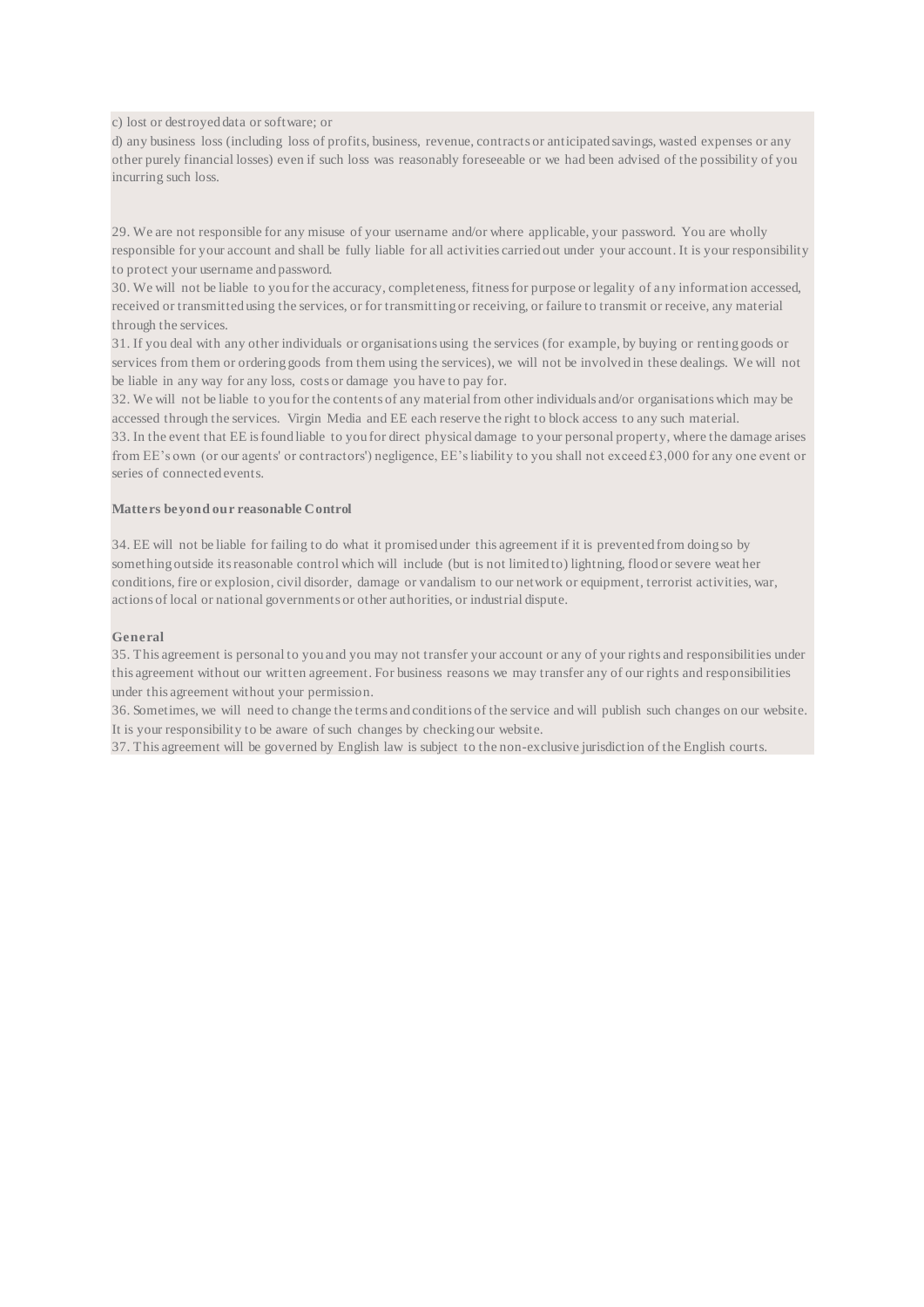c) lost or destroyed data or software; or

d) any business loss (including loss of profits, business, revenue, contracts or anticipated savings, wasted expenses or any other purely financial losses) even if such loss was reasonably foreseeable or we had been advised of the possibility of you incurring such loss.

29. We are not responsible for any misuse of your username and/or where applicable, your password. You are wholly responsible for your account and shall be fully liable for all activities carried out under your account. It is your responsibility to protect your username and password.

30. We will not be liable to you for the accuracy, completeness, fitness for purpose or legality of any information accessed, received or transmitted using the services, or for transmitting or receiving, or failure to transmit or receive, any material through the services.

31. If you deal with any other individuals or organisations using the services (for example, by buying or renting goods or services from them or ordering goods from them using the services), we will not be involved in these dealings. We will not be liable in any way for any loss, costs or damage you have to pay for.

32. We will not be liable to you for the contents of any material from other individuals and/or organisations which may be accessed through the services. Virgin Media and EE each reserve the right to block access to any such material.

33. In the event that EE is found liable to you for direct physical damage to your personal property, where the damage arises from EE's own (or our agents' or contractors') negligence, EE's liability to you shall not exceed £3,000 for any one event or series of connected events.

**Matters beyond our reasonable Control**

34. EE will not be liable for failing to do what it promised under this agreement if it is prevented from doing so by something outside its reasonable control which will include (but is not limited to) lightning, flood or severe weather conditions, fire or explosion, civil disorder, damage or vandalism to our network or equipment, terrorist activities, war, actions of local or national governments or other authorities, or industrial dispute.

**General**

35. This agreement is personal to you and you may not transfer your account or any of your rights and responsibilities under this agreement without our written agreement. For business reasons we may transfer any of our rights and responsibilities under this agreement without your permission.

36. Sometimes, we will need to change the terms and conditions of the service and will publish such changes on our website. It is your responsibility to be aware of such changes by checking our website.

37. This agreement will be governed by English law is subject to the non-exclusive jurisdiction of the English courts.